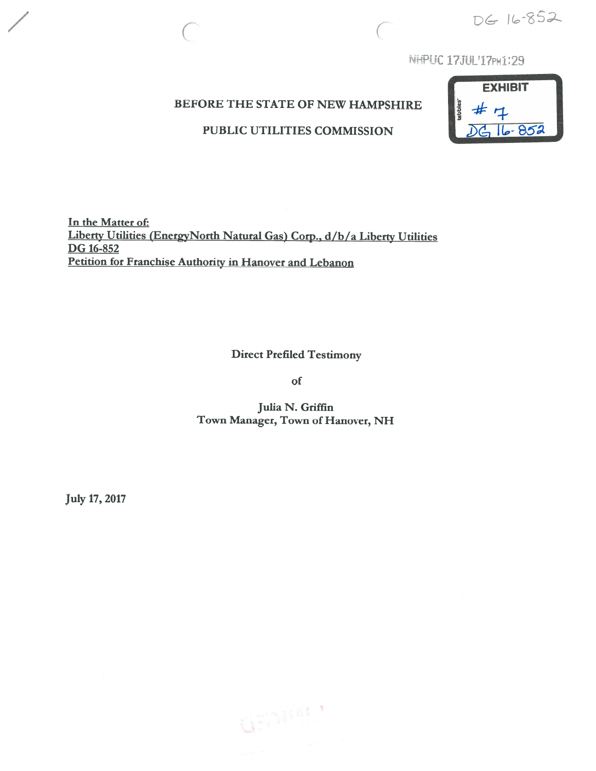DG 16-852

NHPUC 17JUL'17PM1:29

EXHIBIT
#7
DG 16-852

BEFORE THE STATE OF NEW HAMPSHIRE

PUBLIC UTILITIES COMMISSION

In the Matter of:
Liberty Utilities (EnergyNorth Natural Gas) Corp., d/b/a Liberty Utilities
DG 16-852
Petition for Franchise Authority in Hanover and Lebanon

**Direct Prefiled Testimony**

**of**

**Julia N. Griffin**
**Town Manager, Town of Hanover, NH**

**July 17, 2017**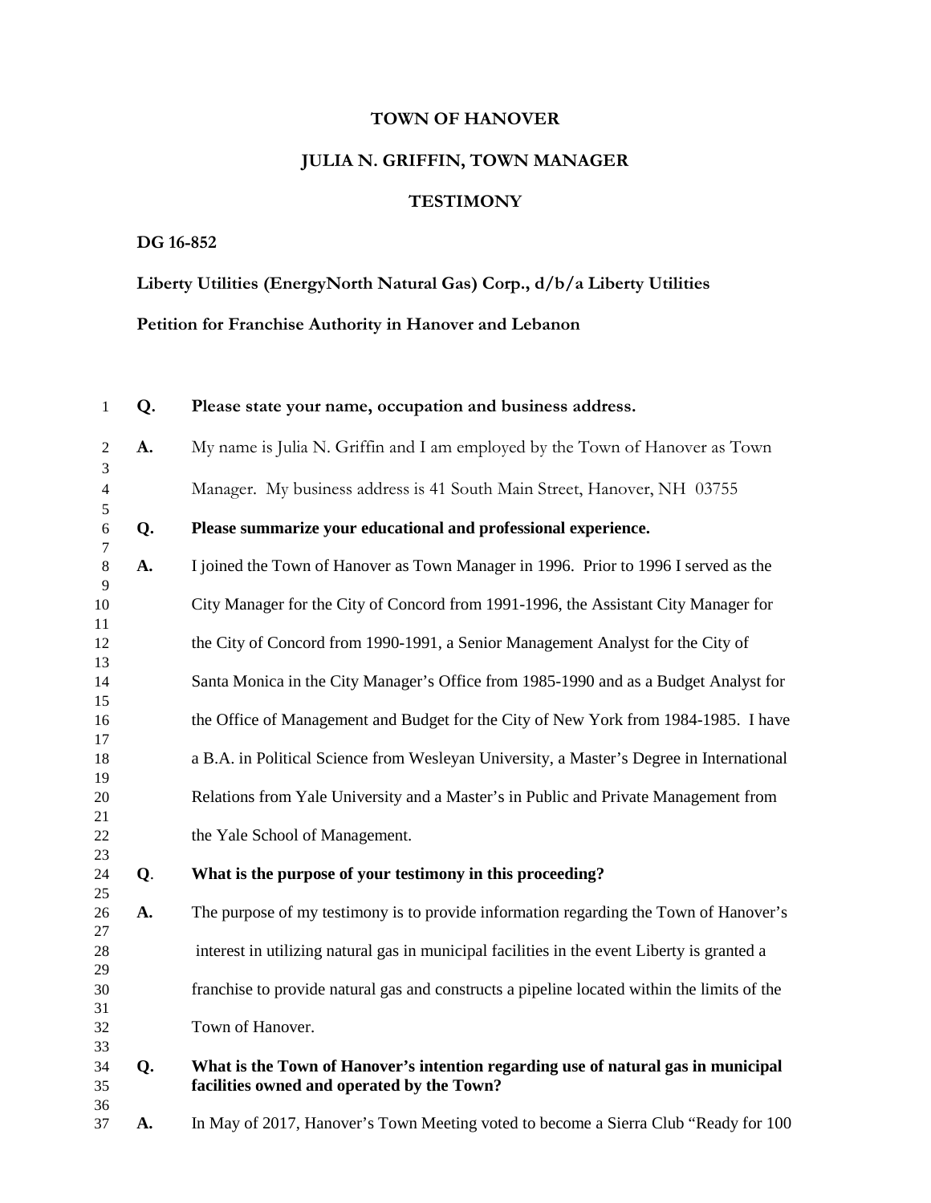**TOWN OF HANOVER**

**JULIA N. GRIFFIN, TOWN MANAGER**

**TESTIMONY**

**DG 16-852**

**Liberty Utilities (EnergyNorth Natural Gas) Corp., d/b/a Liberty Utilities**

**Petition for Franchise Authority in Hanover and Lebanon**

**Q. Please state your name, occupation and business address.**

**A.** My name is Julia N. Griffin and I am employed by the Town of Hanover as Town Manager. My business address is 41 South Main Street, Hanover, NH 03755

**Q. Please summarize your educational and professional experience.**

**A.** I joined the Town of Hanover as Town Manager in 1996. Prior to 1996 I served as the City Manager for the City of Concord from 1991-1996, the Assistant City Manager for the City of Concord from 1990-1991, a Senior Management Analyst for the City of Santa Monica in the City Manager's Office from 1985-1990 and as a Budget Analyst for the Office of Management and Budget for the City of New York from 1984-1985. I have a B.A. in Political Science from Wesleyan University, a Master's Degree in International Relations from Yale University and a Master's in Public and Private Management from the Yale School of Management.

**Q. What is the purpose of your testimony in this proceeding?**

**A.** The purpose of my testimony is to provide information regarding the Town of Hanover's interest in utilizing natural gas in municipal facilities in the event Liberty is granted a franchise to provide natural gas and constructs a pipeline located within the limits of the Town of Hanover.

**Q. What is the Town of Hanover's intention regarding use of natural gas in municipal facilities owned and operated by the Town?**

**A.** In May of 2017, Hanover's Town Meeting voted to become a Sierra Club "Ready for 100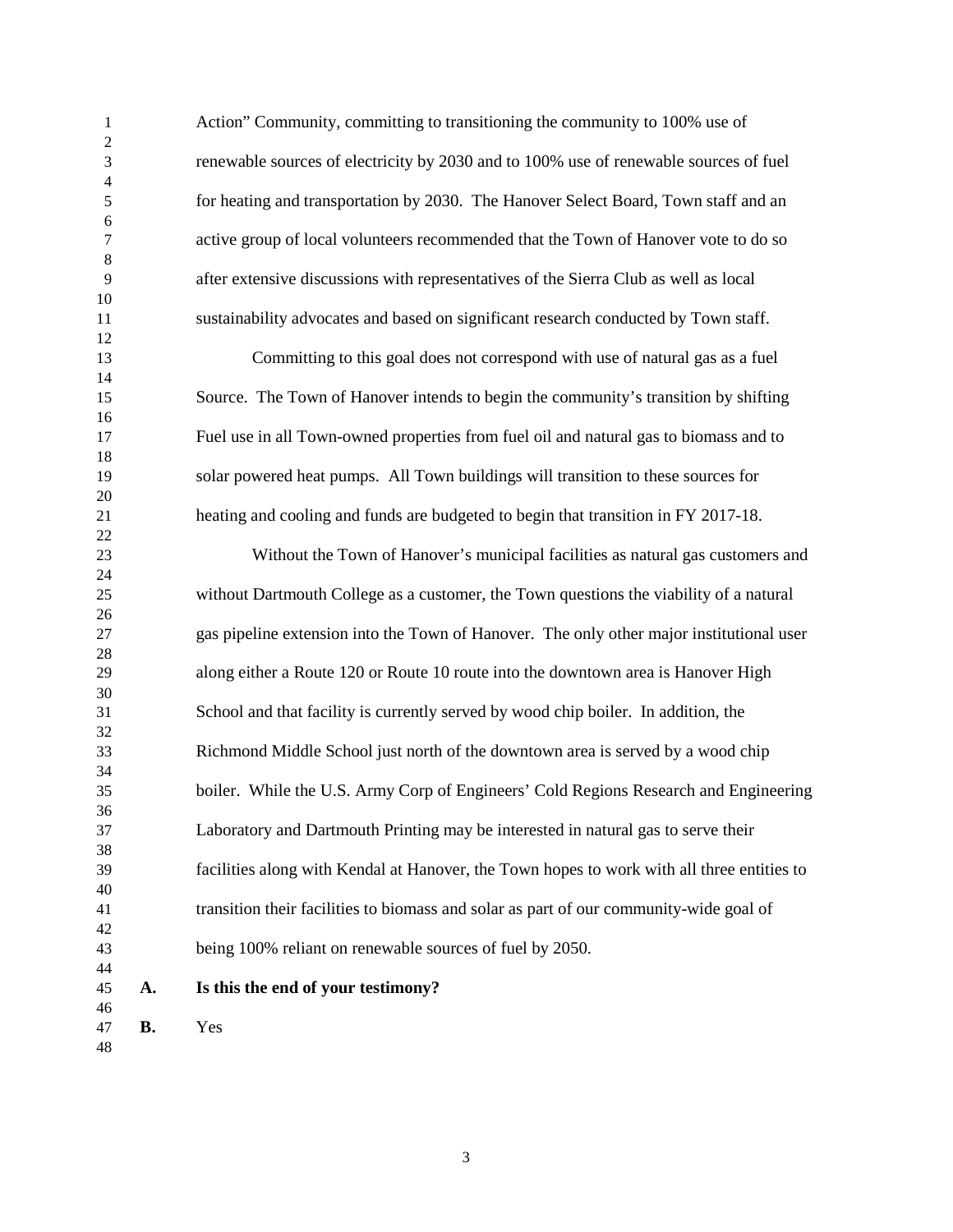Action" Community, committing to transitioning the community to 100% use of renewable sources of electricity by 2030 and to 100% use of renewable sources of fuel for heating and transportation by 2030. The Hanover Select Board, Town staff and an active group of local volunteers recommended that the Town of Hanover vote to do so after extensive discussions with representatives of the Sierra Club as well as local sustainability advocates and based on significant research conducted by Town staff.

Committing to this goal does not correspond with use of natural gas as a fuel Source. The Town of Hanover intends to begin the community's transition by shifting Fuel use in all Town-owned properties from fuel oil and natural gas to biomass and to solar powered heat pumps. All Town buildings will transition to these sources for heating and cooling and funds are budgeted to begin that transition in FY 2017-18.

Without the Town of Hanover's municipal facilities as natural gas customers and without Dartmouth College as a customer, the Town questions the viability of a natural gas pipeline extension into the Town of Hanover. The only other major institutional user along either a Route 120 or Route 10 route into the downtown area is Hanover High School and that facility is currently served by wood chip boiler. In addition, the Richmond Middle School just north of the downtown area is served by a wood chip boiler. While the U.S. Army Corp of Engineers' Cold Regions Research and Engineering Laboratory and Dartmouth Printing may be interested in natural gas to serve their facilities along with Kendal at Hanover, the Town hopes to work with all three entities to transition their facilities to biomass and solar as part of our community-wide goal of being 100% reliant on renewable sources of fuel by 2050.

**A. Is this the end of your testimony?**

**B.** Yes